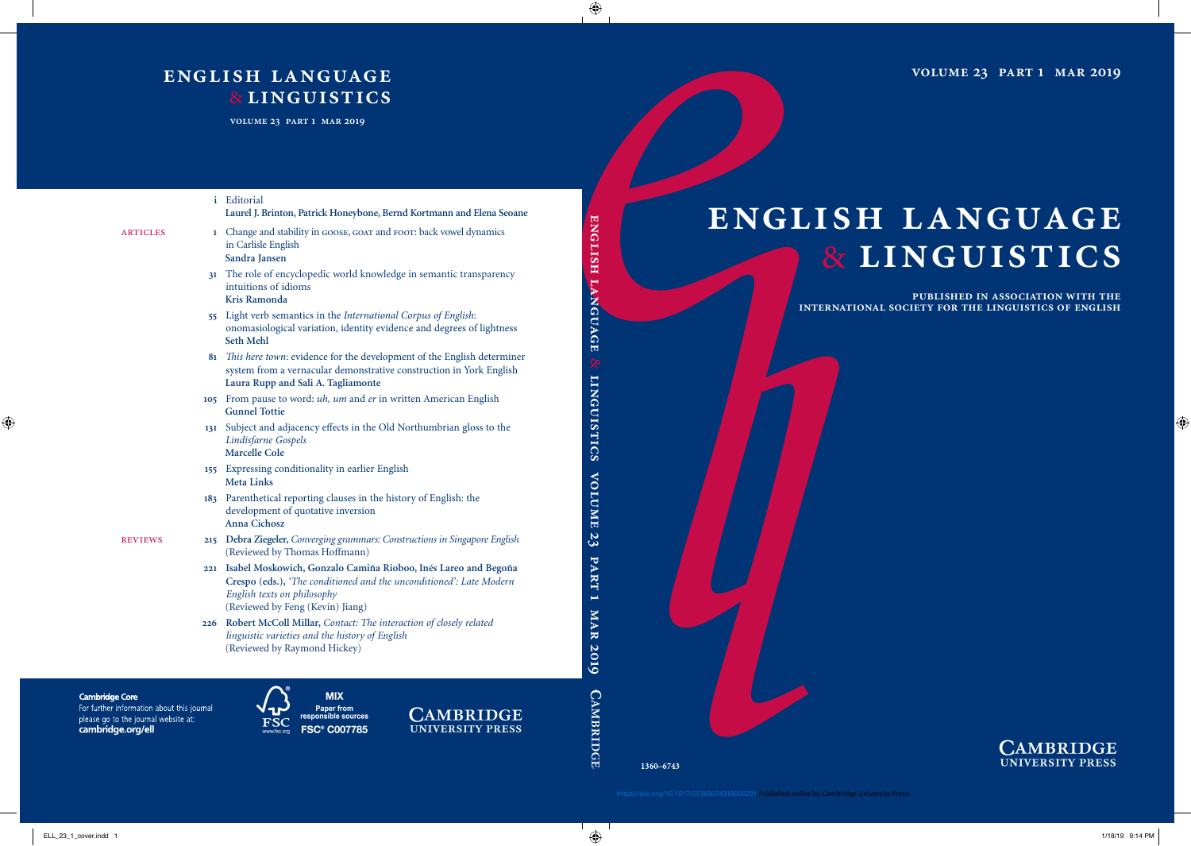# ENGLISH LANGUAGE & LINGUISTICS

VOLUME 23 PART 1 MAR 2019

i Editorial
**Laurel J. Brinton, Patrick Honeybone, Bernd Kortmann and Elena Seoane**

ARTICLES

1 Change and stability in GOOSE, GOAT and FOOT: back vowel dynamics in Carlisle English
**Sandra Jansen**

31 The role of encyclopedic world knowledge in semantic transparency intuitions of idioms
**Kris Ramonda**

55 Light verb semantics in the *International Corpus of English*: onomasiological variation, identity evidence and degrees of lightness
**Seth Mehl**

81 *This here town*: evidence for the development of the English determiner system from a vernacular demonstrative construction in York English
**Laura Rupp and Sali A. Tagliamonte**

105 From pause to word: *uh, um* and *er* in written American English
**Gunnel Tottie**

131 Subject and adjacency effects in the Old Northumbrian gloss to the *Lindisfarne Gospels*
**Marcelle Cole**

155 Expressing conditionality in earlier English
**Meta Links**

183 Parenthetical reporting clauses in the history of English: the development of quotative inversion
**Anna Cichosz**

REVIEWS

215 **Debra Ziegeler,** *Converging grammars: Constructions in Singapore English*
(Reviewed by Thomas Hoffmann)

221 **Isabel Moskowich, Gonzalo Camiña Rioboo, Inés Lareo and Begoña Crespo (eds.),** *'The conditioned and the unconditioned': Late Modern English texts on philosophy*
(Reviewed by Feng (Kevin) Jiang)

226 **Robert McColl Millar,** *Contact: The interaction of closely related linguistic varieties and the history of English*
(Reviewed by Raymond Hickey)

**Cambridge Core**
For further information about this journal please go to the journal website at:
**cambridge.org/ell**

MIX
Paper from responsible sources
FSC® C007785

CAMBRIDGE UNIVERSITY PRESS

ENGLISH LANGUAGE & LINGUISTICS VOLUME 23 PART 1 MAR 2019 CAMBRIDGE

# ENGLISH LANGUAGE & LINGUISTICS

PUBLISHED IN ASSOCIATION WITH THE INTERNATIONAL SOCIETY FOR THE LINGUISTICS OF ENGLISH

1360–6743

CAMBRIDGE UNIVERSITY PRESS

https://doi.org/10.1017/S1360674318000291 Published online by Cambridge University Press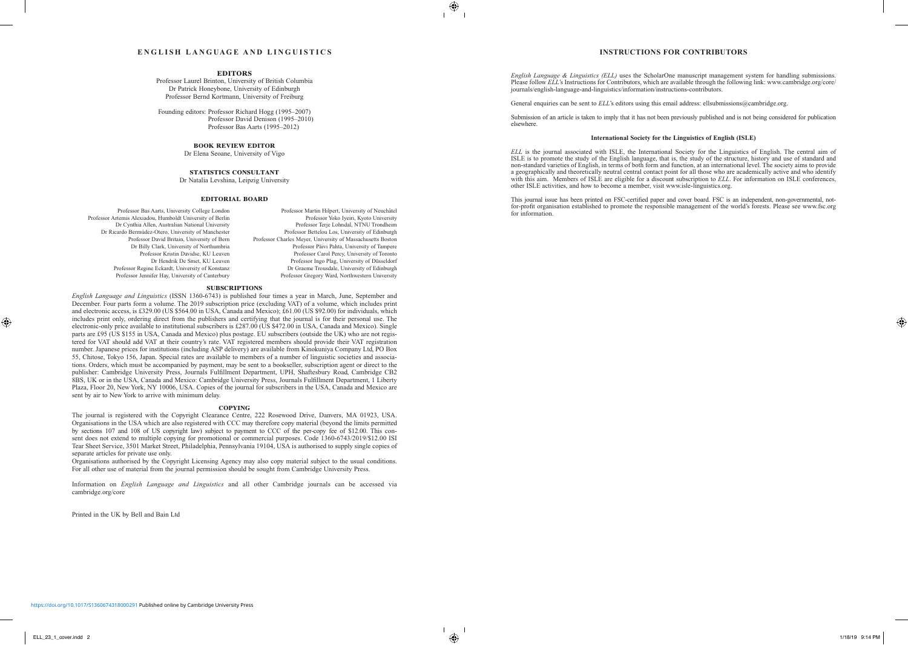# ENGLISH LANGUAGE AND LINGUISTICS

## EDITORS

Professor Laurel Brinton, University of British Columbia
Dr Patrick Honeybone, University of Edinburgh
Professor Bernd Kortmann, University of Freiburg

Founding editors: Professor Richard Hogg (1995–2007)
Professor David Denison (1995–2010)
Professor Bas Aarts (1995–2012)

## BOOK REVIEW EDITOR

Dr Elena Seoane, University of Vigo

## STATISTICS CONSULTANT

Dr Natalia Levshina, Leipzig University

## EDITORIAL BOARD

Professor Bas Aarts, University College London
Professor Artemis Alexiadou, Humboldt University of Berlin
Dr Cynthia Allen, Australian National University
Dr Ricardo Bermúdez-Otero, University of Manchester
Professor David Britain, University of Bern
Dr Billy Clark, University of Northumbria
Professor Kristin Davidse, KU Leuven
Dr Hendrik De Smet, KU Leuven
Professor Regine Eckardt, University of Konstanz
Professor Jennifer Hay, University of Canterbury
Professor Martin Hilpert, University of Neuchâtel
Professor Yoko Iyeiri, Kyoto University
Professor Terje Lohndal, NTNU Trondheim
Professor Bettelou Los, University of Edinburgh
Professor Charles Meyer, University of Massachusetts Boston
Professor Päivi Pahta, University of Tampere
Professor Carol Percy, University of Toronto
Professor Ingo Plag, University of Düsseldorf
Dr Graeme Trousdale, University of Edinburgh
Professor Gregory Ward, Northwestern University

## SUBSCRIPTIONS

*English Language and Linguistics* (ISSN 1360-6743) is published four times a year in March, June, September and December. Four parts form a volume. The 2019 subscription price (excluding VAT) of a volume, which includes print and electronic access, is £329.00 (US $564.00 in USA, Canada and Mexico); £61.00 (US $92.00) for individuals, which includes print only, ordering direct from the publishers and certifying that the journal is for their personal use. The electronic-only price available to institutional subscribers is £287.00 (US $472.00 in USA, Canada and Mexico). Single parts are £95 (US $155 in USA, Canada and Mexico) plus postage. EU subscribers (outside the UK) who are not registered for VAT should add VAT at their country's rate. VAT registered members should provide their VAT registration number. Japanese prices for institutions (including ASP delivery) are available from Kinokuniya Company Ltd, PO Box 55, Chitose, Tokyo 156, Japan. Special rates are available to members of a number of linguistic societies and associations. Orders, which must be accompanied by payment, may be sent to a bookseller, subscription agent or direct to the publisher: Cambridge University Press, Journals Fulfillment Department, UPH, Shaftesbury Road, Cambridge CB2 8BS, UK or in the USA, Canada and Mexico: Cambridge University Press, Journals Fulfillment Department, 1 Liberty Plaza, Floor 20, New York, NY 10006, USA. Copies of the journal for subscribers in the USA, Canada and Mexico are sent by air to New York to arrive with minimum delay.

## COPYING

The journal is registered with the Copyright Clearance Centre, 222 Rosewood Drive, Danvers, MA 01923, USA. Organisations in the USA which are also registered with CCC may therefore copy material (beyond the limits permitted by sections 107 and 108 of US copyright law) subject to payment to CCC of the per-copy fee of $12.00. This consent does not extend to multiple copying for promotional or commercial purposes. Code 1360-6743/2019/$12.00 ISI Tear Sheet Service, 3501 Market Street, Philadelphia, Pennsylvania 19104, USA is authorised to supply single copies of separate articles for private use only.

Organisations authorised by the Copyright Licensing Agency may also copy material subject to the usual conditions. For all other use of material from the journal permission should be sought from Cambridge University Press.

Information on *English Language and Linguistics* and all other Cambridge journals can be accessed via cambridge.org/core

Printed in the UK by Bell and Bain Ltd

# INSTRUCTIONS FOR CONTRIBUTORS

*English Language & Linguistics (ELL)* uses the ScholarOne manuscript management system for handling submissions. Please follow *ELL*'s Instructions for Contributors, which are available through the following link: www.cambridge.org/core/journals/english-language-and-linguistics/information/instructions-contributors.

General enquiries can be sent to *ELL*'s editors using this email address: ellsubmissions@cambridge.org.

Submission of an article is taken to imply that it has not been previously published and is not being considered for publication elsewhere.

### International Society for the Linguistics of English (ISLE)

*ELL* is the journal associated with ISLE, the International Society for the Linguistics of English. The central aim of ISLE is to promote the study of the English language, that is, the study of the structure, history and use of standard and non-standard varieties of English, in terms of both form and function, at an international level. The society aims to provide a geographically and theoretically neutral central contact point for all those who are academically active and who identify with this aim. Members of ISLE are eligible for a discount subscription to *ELL*. For information on ISLE conferences, other ISLE activities, and how to become a member, visit www.isle-linguistics.org.

This journal issue has been printed on FSC-certified paper and cover board. FSC is an independent, non-governmental, not-for-profit organisation established to promote the responsible management of the world's forests. Please see www.fsc.org for information.